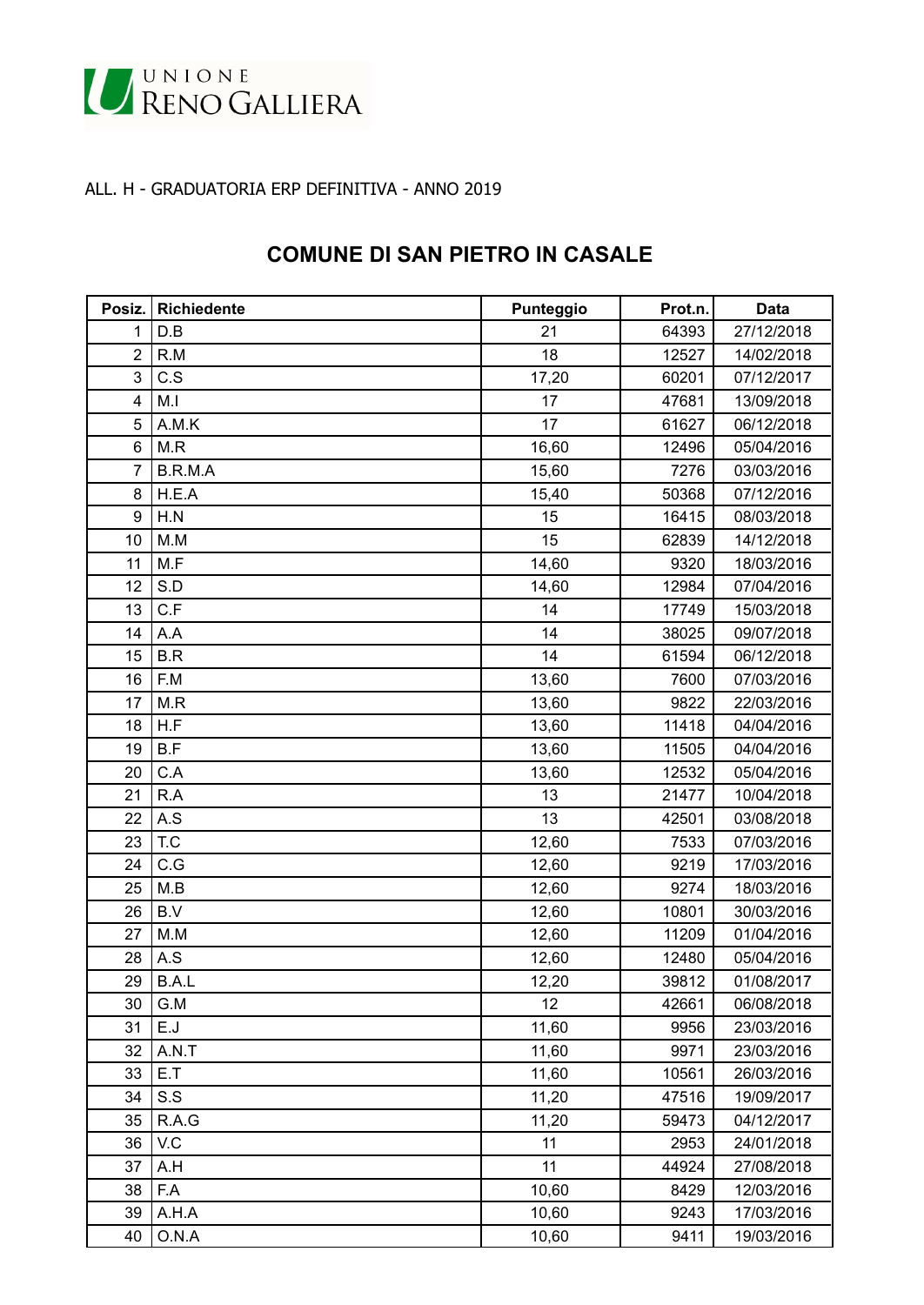UNIONE RENO GALLIERA

ALL. H - GRADUATORIA ERP DEFINITIVA - ANNO 2019

## COMUNE DI SAN PIETRO IN CASALE

| Posiz. | Richiedente | Punteggio | Prot.n. | Data |
|---|---|---|---|---|
| 1 | D.B | 21 | 64393 | 27/12/2018 |
| 2 | R.M | 18 | 12527 | 14/02/2018 |
| 3 | C.S | 17,20 | 60201 | 07/12/2017 |
| 4 | M.I | 17 | 47681 | 13/09/2018 |
| 5 | A.M.K | 17 | 61627 | 06/12/2018 |
| 6 | M.R | 16,60 | 12496 | 05/04/2016 |
| 7 | B.R.M.A | 15,60 | 7276 | 03/03/2016 |
| 8 | H.E.A | 15,40 | 50368 | 07/12/2016 |
| 9 | H.N | 15 | 16415 | 08/03/2018 |
| 10 | M.M | 15 | 62839 | 14/12/2018 |
| 11 | M.F | 14,60 | 9320 | 18/03/2016 |
| 12 | S.D | 14,60 | 12984 | 07/04/2016 |
| 13 | C.F | 14 | 17749 | 15/03/2018 |
| 14 | A.A | 14 | 38025 | 09/07/2018 |
| 15 | B.R | 14 | 61594 | 06/12/2018 |
| 16 | F.M | 13,60 | 7600 | 07/03/2016 |
| 17 | M.R | 13,60 | 9822 | 22/03/2016 |
| 18 | H.F | 13,60 | 11418 | 04/04/2016 |
| 19 | B.F | 13,60 | 11505 | 04/04/2016 |
| 20 | C.A | 13,60 | 12532 | 05/04/2016 |
| 21 | R.A | 13 | 21477 | 10/04/2018 |
| 22 | A.S | 13 | 42501 | 03/08/2018 |
| 23 | T.C | 12,60 | 7533 | 07/03/2016 |
| 24 | C.G | 12,60 | 9219 | 17/03/2016 |
| 25 | M.B | 12,60 | 9274 | 18/03/2016 |
| 26 | B.V | 12,60 | 10801 | 30/03/2016 |
| 27 | M.M | 12,60 | 11209 | 01/04/2016 |
| 28 | A.S | 12,60 | 12480 | 05/04/2016 |
| 29 | B.A.L | 12,20 | 39812 | 01/08/2017 |
| 30 | G.M | 12 | 42661 | 06/08/2018 |
| 31 | E.J | 11,60 | 9956 | 23/03/2016 |
| 32 | A.N.T | 11,60 | 9971 | 23/03/2016 |
| 33 | E.T | 11,60 | 10561 | 26/03/2016 |
| 34 | S.S | 11,20 | 47516 | 19/09/2017 |
| 35 | R.A.G | 11,20 | 59473 | 04/12/2017 |
| 36 | V.C | 11 | 2953 | 24/01/2018 |
| 37 | A.H | 11 | 44924 | 27/08/2018 |
| 38 | F.A | 10,60 | 8429 | 12/03/2016 |
| 39 | A.H.A | 10,60 | 9243 | 17/03/2016 |
| 40 | O.N.A | 10,60 | 9411 | 19/03/2016 |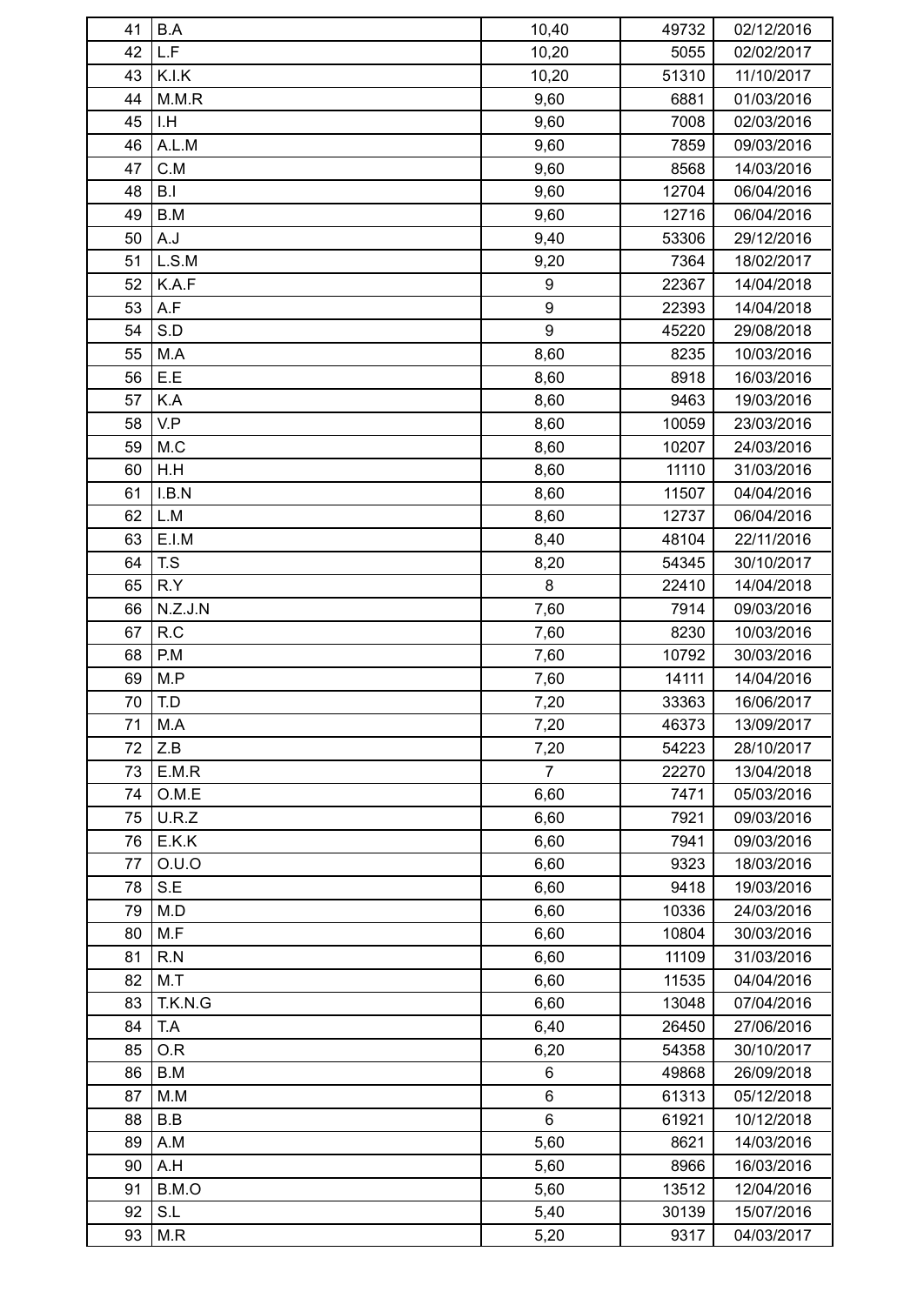| 41 | B.A | 10,40 | 49732 | 02/12/2016 |
|---|---|---|---|---|
| 42 | L.F | 10,20 | 5055 | 02/02/2017 |
| 43 | K.I.K | 10,20 | 51310 | 11/10/2017 |
| 44 | M.M.R | 9,60 | 6881 | 01/03/2016 |
| 45 | I.H | 9,60 | 7008 | 02/03/2016 |
| 46 | A.L.M | 9,60 | 7859 | 09/03/2016 |
| 47 | C.M | 9,60 | 8568 | 14/03/2016 |
| 48 | B.I | 9,60 | 12704 | 06/04/2016 |
| 49 | B.M | 9,60 | 12716 | 06/04/2016 |
| 50 | A.J | 9,40 | 53306 | 29/12/2016 |
| 51 | L.S.M | 9,20 | 7364 | 18/02/2017 |
| 52 | K.A.F | 9 | 22367 | 14/04/2018 |
| 53 | A.F | 9 | 22393 | 14/04/2018 |
| 54 | S.D | 9 | 45220 | 29/08/2018 |
| 55 | M.A | 8,60 | 8235 | 10/03/2016 |
| 56 | E.E | 8,60 | 8918 | 16/03/2016 |
| 57 | K.A | 8,60 | 9463 | 19/03/2016 |
| 58 | V.P | 8,60 | 10059 | 23/03/2016 |
| 59 | M.C | 8,60 | 10207 | 24/03/2016 |
| 60 | H.H | 8,60 | 11110 | 31/03/2016 |
| 61 | I.B.N | 8,60 | 11507 | 04/04/2016 |
| 62 | L.M | 8,60 | 12737 | 06/04/2016 |
| 63 | E.I.M | 8,40 | 48104 | 22/11/2016 |
| 64 | T.S | 8,20 | 54345 | 30/10/2017 |
| 65 | R.Y | 8 | 22410 | 14/04/2018 |
| 66 | N.Z.J.N | 7,60 | 7914 | 09/03/2016 |
| 67 | R.C | 7,60 | 8230 | 10/03/2016 |
| 68 | P.M | 7,60 | 10792 | 30/03/2016 |
| 69 | M.P | 7,60 | 14111 | 14/04/2016 |
| 70 | T.D | 7,20 | 33363 | 16/06/2017 |
| 71 | M.A | 7,20 | 46373 | 13/09/2017 |
| 72 | Z.B | 7,20 | 54223 | 28/10/2017 |
| 73 | E.M.R | 7 | 22270 | 13/04/2018 |
| 74 | O.M.E | 6,60 | 7471 | 05/03/2016 |
| 75 | U.R.Z | 6,60 | 7921 | 09/03/2016 |
| 76 | E.K.K | 6,60 | 7941 | 09/03/2016 |
| 77 | O.U.O | 6,60 | 9323 | 18/03/2016 |
| 78 | S.E | 6,60 | 9418 | 19/03/2016 |
| 79 | M.D | 6,60 | 10336 | 24/03/2016 |
| 80 | M.F | 6,60 | 10804 | 30/03/2016 |
| 81 | R.N | 6,60 | 11109 | 31/03/2016 |
| 82 | M.T | 6,60 | 11535 | 04/04/2016 |
| 83 | T.K.N.G | 6,60 | 13048 | 07/04/2016 |
| 84 | T.A | 6,40 | 26450 | 27/06/2016 |
| 85 | O.R | 6,20 | 54358 | 30/10/2017 |
| 86 | B.M | 6 | 49868 | 26/09/2018 |
| 87 | M.M | 6 | 61313 | 05/12/2018 |
| 88 | B.B | 6 | 61921 | 10/12/2018 |
| 89 | A.M | 5,60 | 8621 | 14/03/2016 |
| 90 | A.H | 5,60 | 8966 | 16/03/2016 |
| 91 | B.M.O | 5,60 | 13512 | 12/04/2016 |
| 92 | S.L | 5,40 | 30139 | 15/07/2016 |
| 93 | M.R | 5,20 | 9317 | 04/03/2017 |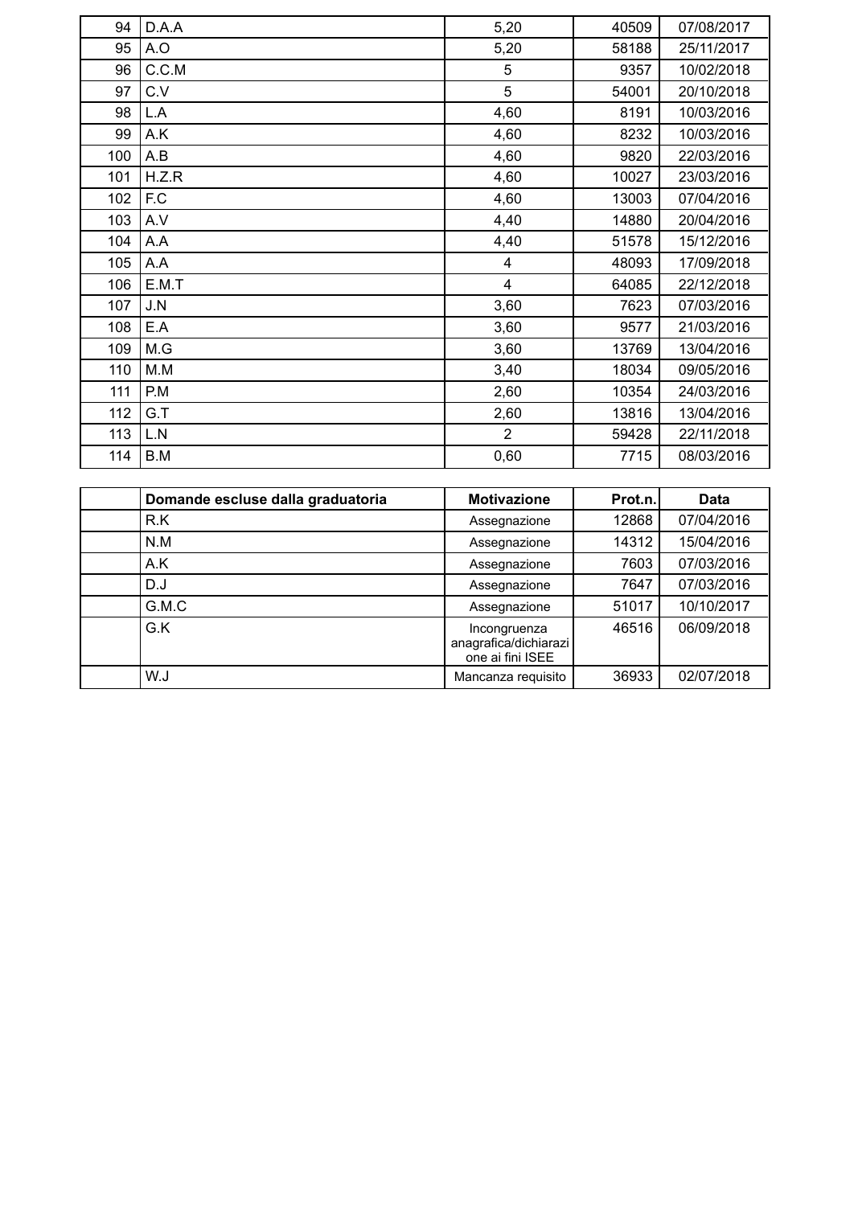| | | | | |
|---|---|---|---|---|
| 94 | D.A.A | 5,20 | 40509 | 07/08/2017 |
| 95 | A.O | 5,20 | 58188 | 25/11/2017 |
| 96 | C.C.M | 5 | 9357 | 10/02/2018 |
| 97 | C.V | 5 | 54001 | 20/10/2018 |
| 98 | L.A | 4,60 | 8191 | 10/03/2016 |
| 99 | A.K | 4,60 | 8232 | 10/03/2016 |
| 100 | A.B | 4,60 | 9820 | 22/03/2016 |
| 101 | H.Z.R | 4,60 | 10027 | 23/03/2016 |
| 102 | F.C | 4,60 | 13003 | 07/04/2016 |
| 103 | A.V | 4,40 | 14880 | 20/04/2016 |
| 104 | A.A | 4,40 | 51578 | 15/12/2016 |
| 105 | A.A | 4 | 48093 | 17/09/2018 |
| 106 | E.M.T | 4 | 64085 | 22/12/2018 |
| 107 | J.N | 3,60 | 7623 | 07/03/2016 |
| 108 | E.A | 3,60 | 9577 | 21/03/2016 |
| 109 | M.G | 3,60 | 13769 | 13/04/2016 |
| 110 | M.M | 3,40 | 18034 | 09/05/2016 |
| 111 | P.M | 2,60 | 10354 | 24/03/2016 |
| 112 | G.T | 2,60 | 13816 | 13/04/2016 |
| 113 | L.N | 2 | 59428 | 22/11/2018 |
| 114 | B.M | 0,60 | 7715 | 08/03/2016 |

| | Domande escluse dalla graduatoria | Motivazione | Prot.n. | Data |
|---|---|---|---|---|
| | R.K | Assegnazione | 12868 | 07/04/2016 |
| | N.M | Assegnazione | 14312 | 15/04/2016 |
| | A.K | Assegnazione | 7603 | 07/03/2016 |
| | D.J | Assegnazione | 7647 | 07/03/2016 |
| | G.M.C | Assegnazione | 51017 | 10/10/2017 |
| | G.K | Incongruenza anagrafica/dichiarazione ai fini ISEE | 46516 | 06/09/2018 |
| | W.J | Mancanza requisito | 36933 | 02/07/2018 |